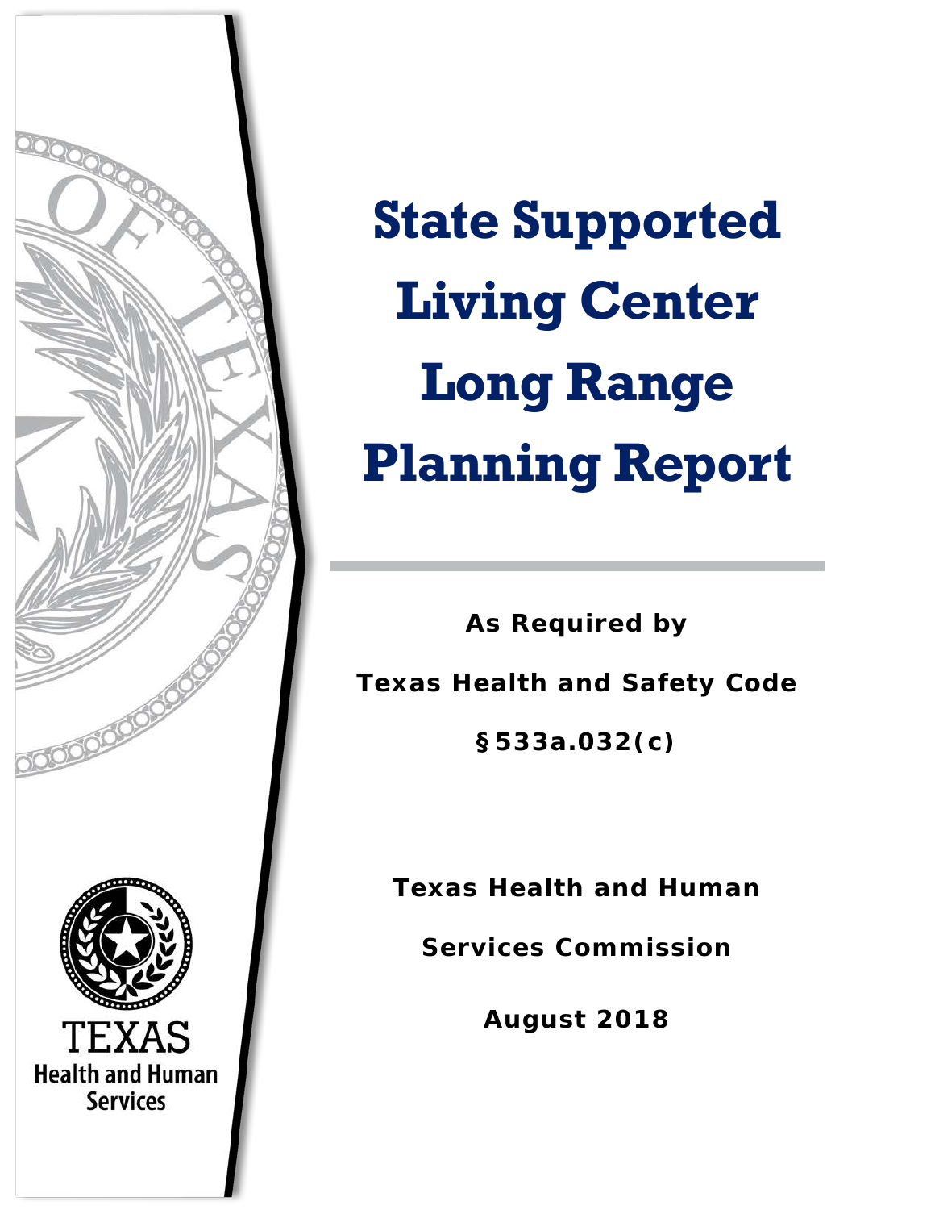# State Supported Living Center Long Range Planning Report

**As Required by**

**Texas Health and Safety Code**

**§533a.032(c)**

**Texas Health and Human Services Commission**

**August 2018**

TEXAS Health and Human Services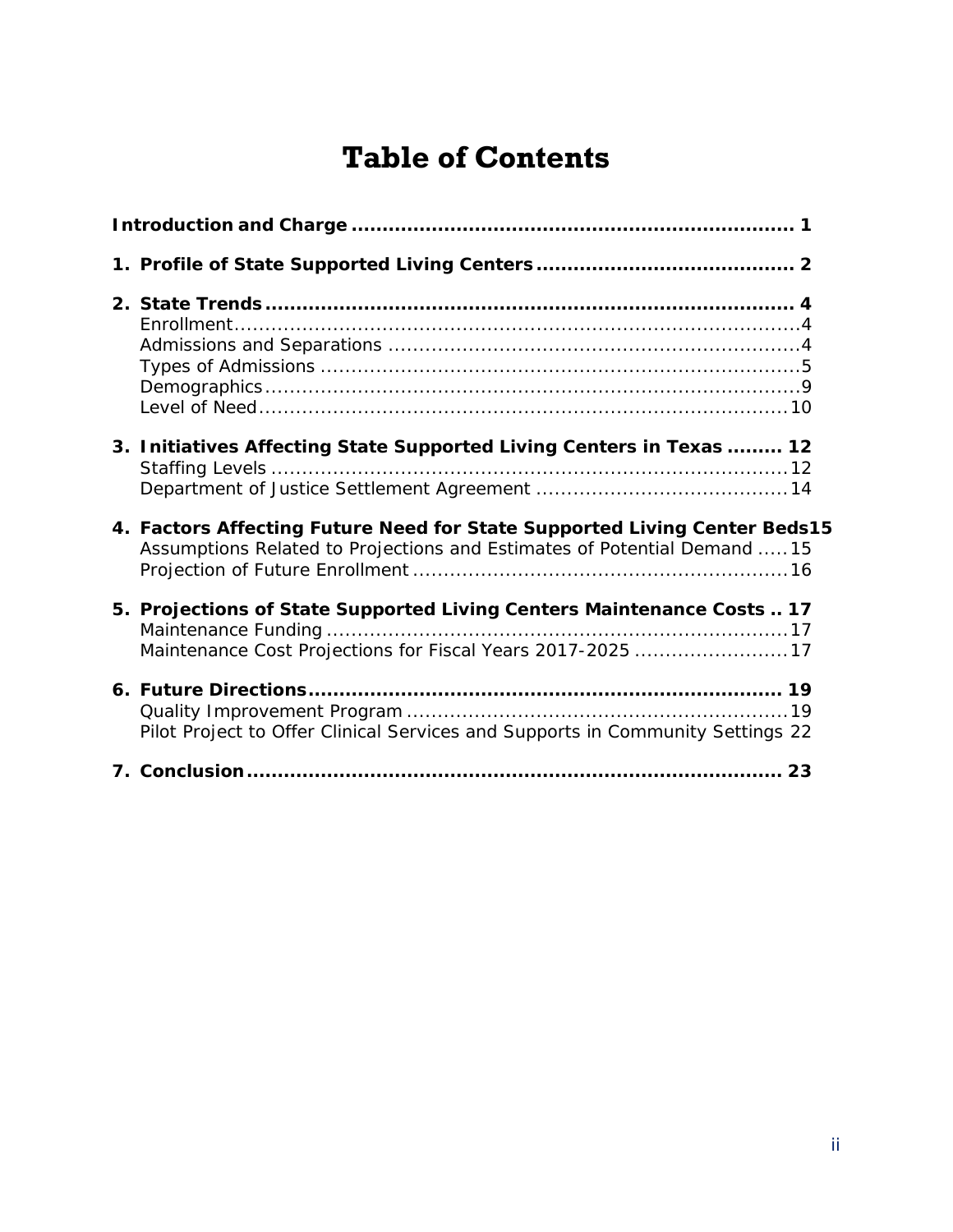# Table of Contents

**Introduction and Charge** ........................................................................ **1**

**1. Profile of State Supported Living Centers** ............................................ **2**

**2. State Trends** ........................................................................................ **4**
- Enrollment ............................................................................................ 4
- Admissions and Separations ................................................................... 4
- Types of Admissions .............................................................................. 5
- Demographics ........................................................................................ 9
- Level of Need ....................................................................................... 10

**3. Initiatives Affecting State Supported Living Centers in Texas** ......... **12**
- Staffing Levels ..................................................................................... 12
- Department of Justice Settlement Agreement ........................................ 14

**4. Factors Affecting Future Need for State Supported Living Center Beds** **15**
- Assumptions Related to Projections and Estimates of Potential Demand ..... 15
- Projection of Future Enrollment ............................................................. 16

**5. Projections of State Supported Living Centers Maintenance Costs** .. **17**
- Maintenance Funding ........................................................................... 17
- Maintenance Cost Projections for Fiscal Years 2017-2025 ......................... 17

**6. Future Directions** ................................................................................ **19**
- Quality Improvement Program ............................................................... 19
- Pilot Project to Offer Clinical Services and Supports in Community Settings 22

**7. Conclusion** ......................................................................................... **23**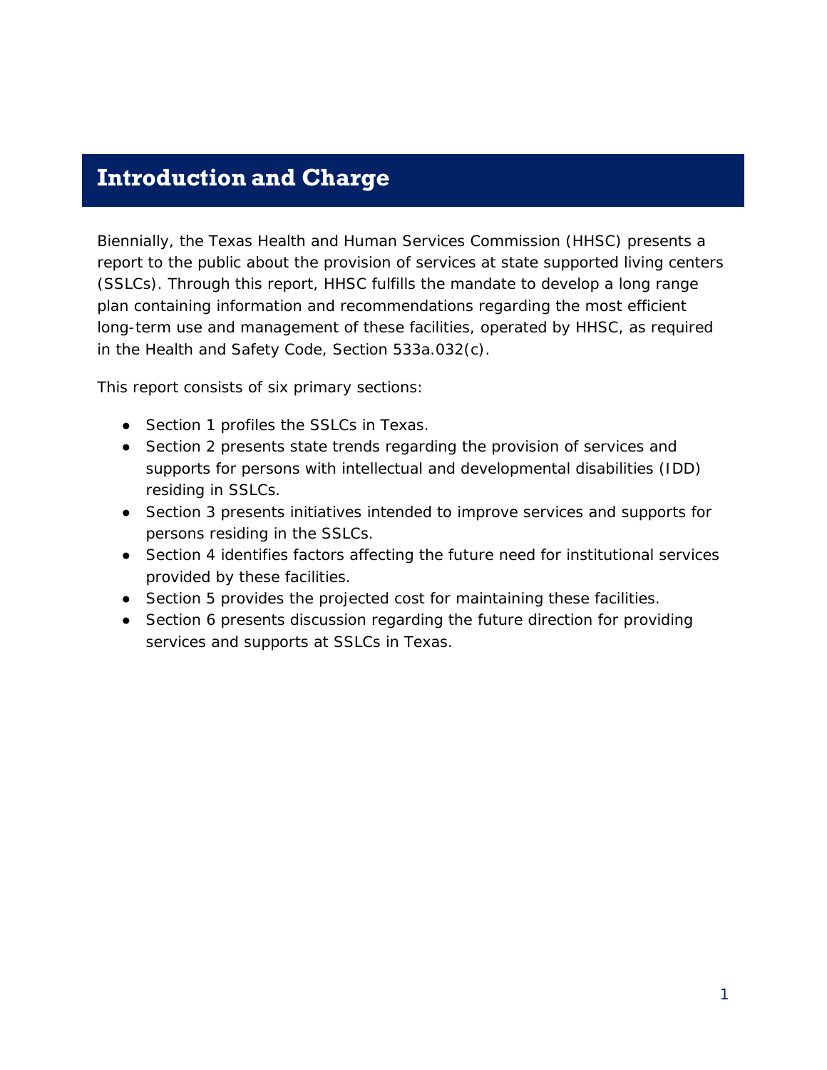# Introduction and Charge

Biennially, the Texas Health and Human Services Commission (HHSC) presents a report to the public about the provision of services at state supported living centers (SSLCs). Through this report, HHSC fulfills the mandate to develop a long range plan containing information and recommendations regarding the most efficient long-term use and management of these facilities, operated by HHSC, as required in the Health and Safety Code, Section 533a.032(c).

This report consists of six primary sections:

- Section 1 profiles the SSLCs in Texas.
- Section 2 presents state trends regarding the provision of services and supports for persons with intellectual and developmental disabilities (IDD) residing in SSLCs.
- Section 3 presents initiatives intended to improve services and supports for persons residing in the SSLCs.
- Section 4 identifies factors affecting the future need for institutional services provided by these facilities.
- Section 5 provides the projected cost for maintaining these facilities.
- Section 6 presents discussion regarding the future direction for providing services and supports at SSLCs in Texas.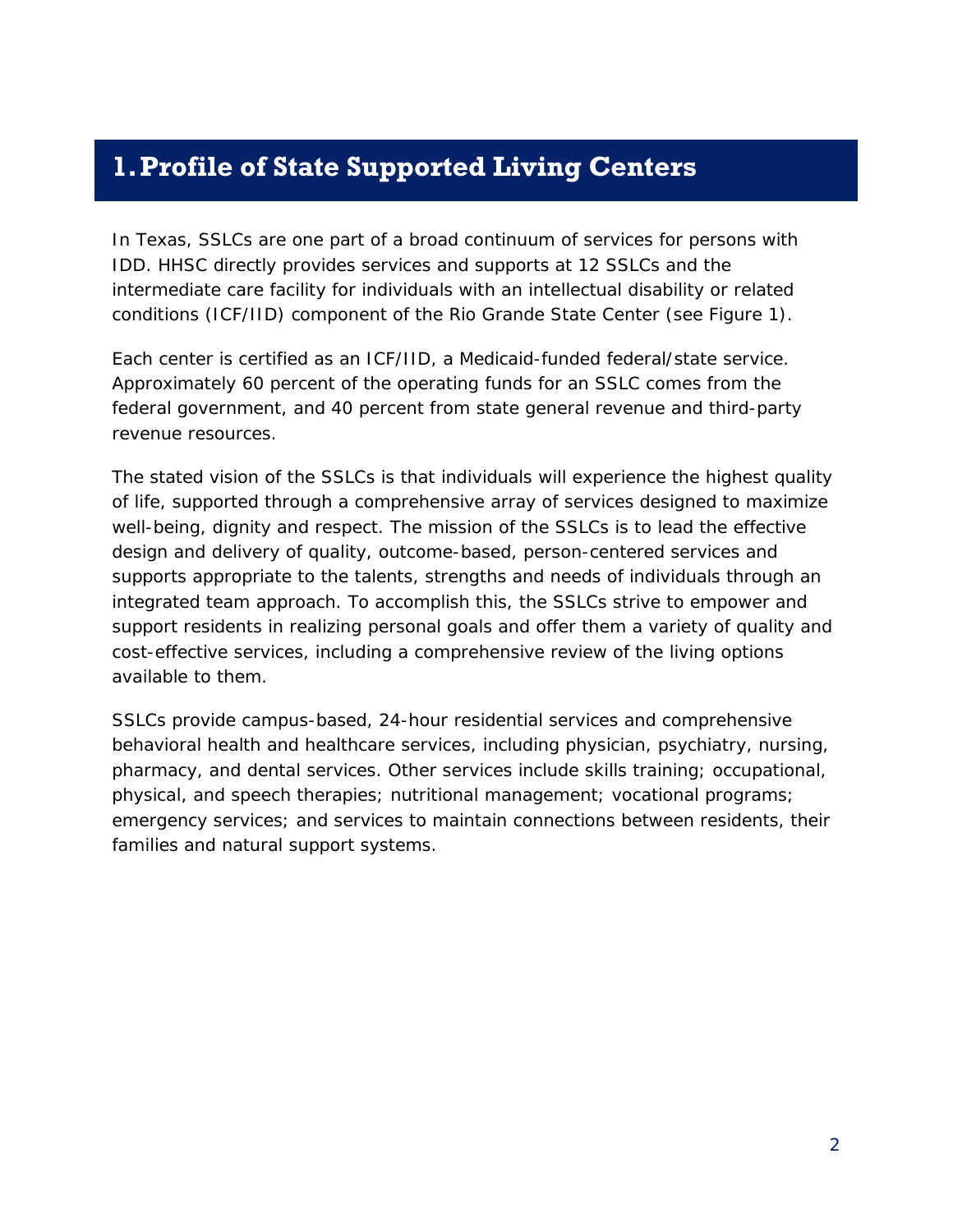# 1. Profile of State Supported Living Centers

In Texas, SSLCs are one part of a broad continuum of services for persons with IDD. HHSC directly provides services and supports at 12 SSLCs and the intermediate care facility for individuals with an intellectual disability or related conditions (ICF/IID) component of the Rio Grande State Center (see Figure 1).

Each center is certified as an ICF/IID, a Medicaid-funded federal/state service. Approximately 60 percent of the operating funds for an SSLC comes from the federal government, and 40 percent from state general revenue and third-party revenue resources.

The stated vision of the SSLCs is that individuals will experience the highest quality of life, supported through a comprehensive array of services designed to maximize well-being, dignity and respect. The mission of the SSLCs is to lead the effective design and delivery of quality, outcome-based, person-centered services and supports appropriate to the talents, strengths and needs of individuals through an integrated team approach. To accomplish this, the SSLCs strive to empower and support residents in realizing personal goals and offer them a variety of quality and cost-effective services, including a comprehensive review of the living options available to them.

SSLCs provide campus-based, 24-hour residential services and comprehensive behavioral health and healthcare services, including physician, psychiatry, nursing, pharmacy, and dental services. Other services include skills training; occupational, physical, and speech therapies; nutritional management; vocational programs; emergency services; and services to maintain connections between residents, their families and natural support systems.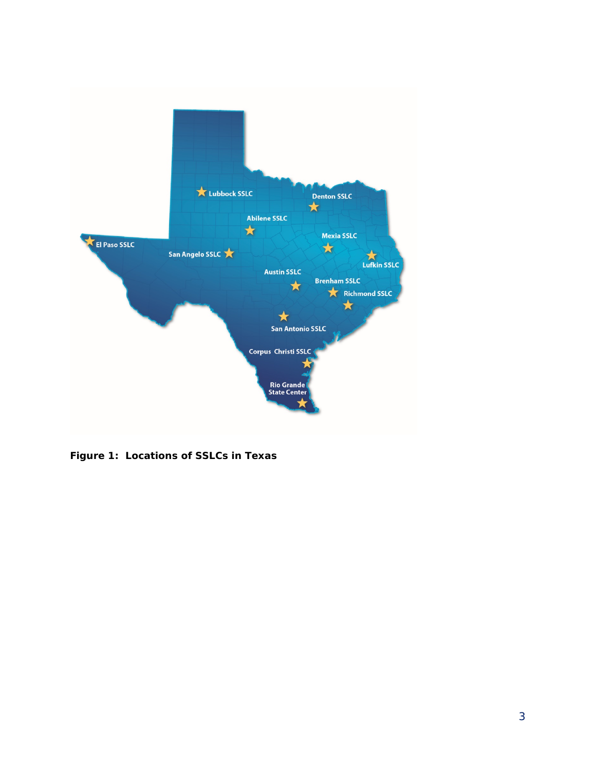**Figure 1: Locations of SSLCs in Texas**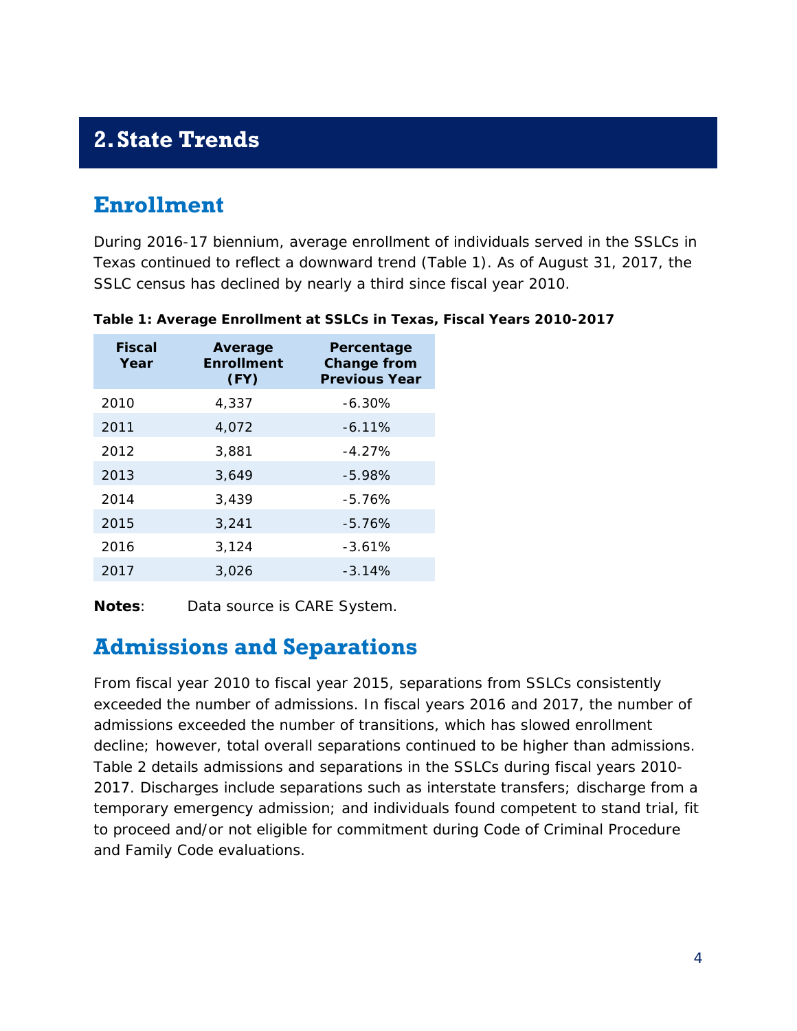## 2. State Trends

### Enrollment

During 2016-17 biennium, average enrollment of individuals served in the SSLCs in Texas continued to reflect a downward trend (Table 1). As of August 31, 2017, the SSLC census has declined by nearly a third since fiscal year 2010.

**Table 1: Average Enrollment at SSLCs in Texas, Fiscal Years 2010-2017**

| Fiscal Year | Average Enrollment (FY) | Percentage Change from Previous Year |
|---|---|---|
| 2010 | 4,337 | -6.30% |
| 2011 | 4,072 | -6.11% |
| 2012 | 3,881 | -4.27% |
| 2013 | 3,649 | -5.98% |
| 2014 | 3,439 | -5.76% |
| 2015 | 3,241 | -5.76% |
| 2016 | 3,124 | -3.61% |
| 2017 | 3,026 | -3.14% |

**Notes**: Data source is CARE System.

### Admissions and Separations

From fiscal year 2010 to fiscal year 2015, separations from SSLCs consistently exceeded the number of admissions. In fiscal years 2016 and 2017, the number of admissions exceeded the number of transitions, which has slowed enrollment decline; however, total overall separations continued to be higher than admissions. Table 2 details admissions and separations in the SSLCs during fiscal years 2010-2017. Discharges include separations such as interstate transfers; discharge from a temporary emergency admission; and individuals found competent to stand trial, fit to proceed and/or not eligible for commitment during Code of Criminal Procedure and Family Code evaluations.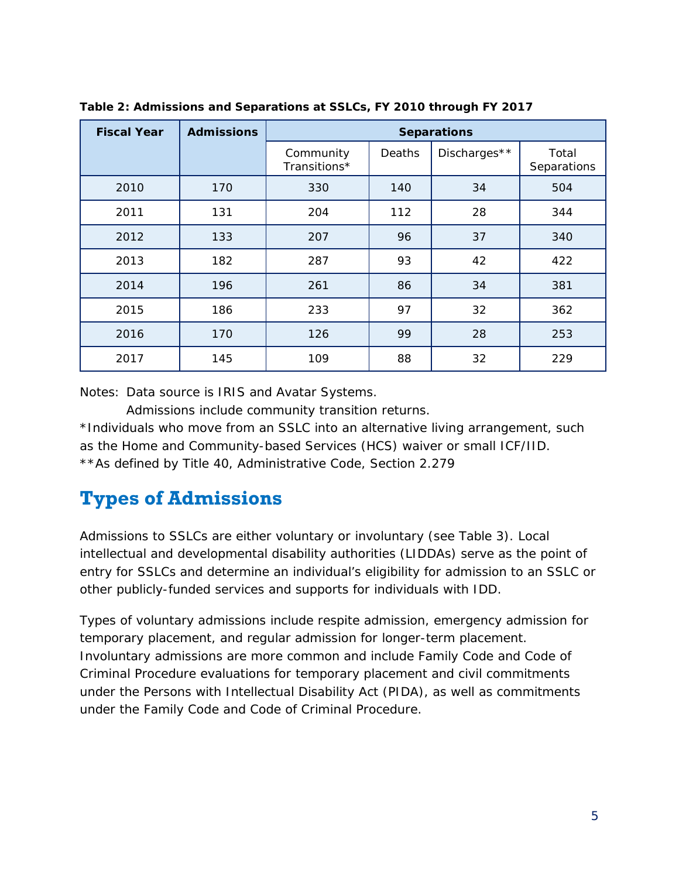**Table 2: Admissions and Separations at SSLCs, FY 2010 through FY 2017**

| Fiscal Year | Admissions | Separations | | | |
|---|---|---|---|---|---|
| | | Community Transitions* | Deaths | Discharges** | Total Separations |
| 2010 | 170 | 330 | 140 | 34 | 504 |
| 2011 | 131 | 204 | 112 | 28 | 344 |
| 2012 | 133 | 207 | 96 | 37 | 340 |
| 2013 | 182 | 287 | 93 | 42 | 422 |
| 2014 | 196 | 261 | 86 | 34 | 381 |
| 2015 | 186 | 233 | 97 | 32 | 362 |
| 2016 | 170 | 126 | 99 | 28 | 253 |
| 2017 | 145 | 109 | 88 | 32 | 229 |

Notes: Data source is IRIS and Avatar Systems.

Admissions include community transition returns.

*Individuals who move from an SSLC into an alternative living arrangement, such as the Home and Community-based Services (HCS) waiver or small ICF/IID.

**As defined by Title 40, Administrative Code, Section 2.279

## Types of Admissions

Admissions to SSLCs are either voluntary or involuntary (see Table 3). Local intellectual and developmental disability authorities (LIDDAs) serve as the point of entry for SSLCs and determine an individual's eligibility for admission to an SSLC or other publicly-funded services and supports for individuals with IDD.

Types of voluntary admissions include respite admission, emergency admission for temporary placement, and regular admission for longer-term placement. Involuntary admissions are more common and include Family Code and Code of Criminal Procedure evaluations for temporary placement and civil commitments under the Persons with Intellectual Disability Act (PIDA), as well as commitments under the Family Code and Code of Criminal Procedure.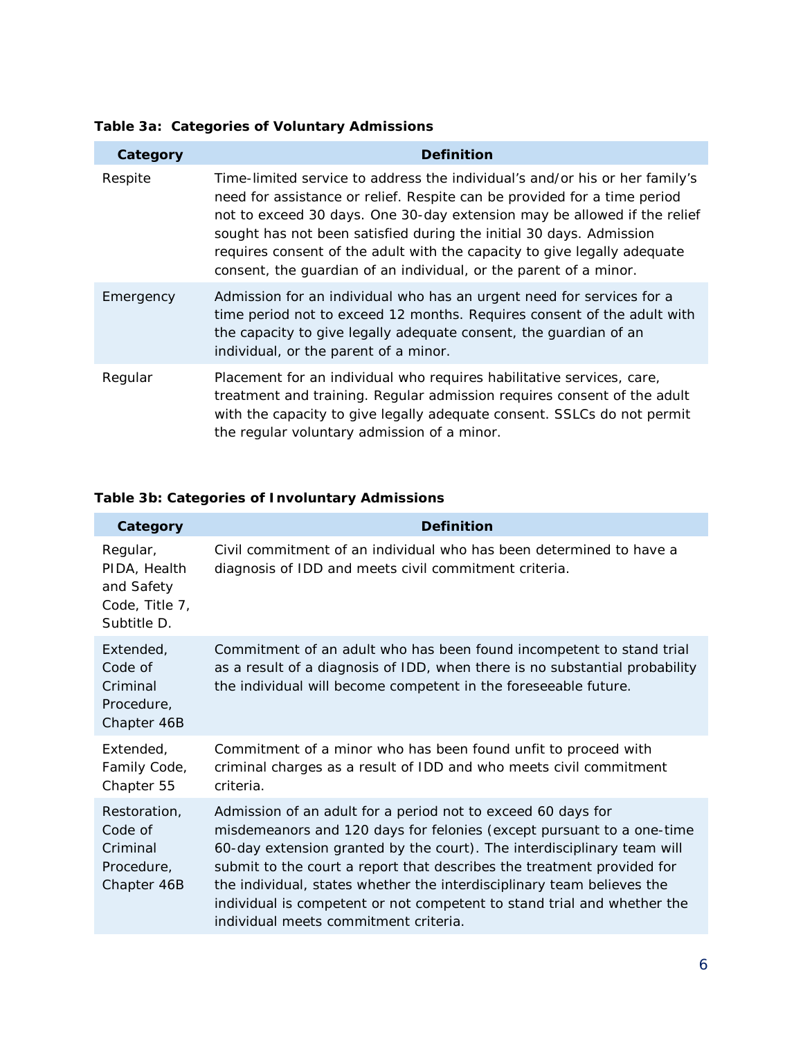**Table 3a: Categories of Voluntary Admissions**

| Category | Definition |
|---|---|
| Respite | Time-limited service to address the individual's and/or his or her family's need for assistance or relief. Respite can be provided for a time period not to exceed 30 days. One 30-day extension may be allowed if the relief sought has not been satisfied during the initial 30 days. Admission requires consent of the adult with the capacity to give legally adequate consent, the guardian of an individual, or the parent of a minor. |
| Emergency | Admission for an individual who has an urgent need for services for a time period not to exceed 12 months. Requires consent of the adult with the capacity to give legally adequate consent, the guardian of an individual, or the parent of a minor. |
| Regular | Placement for an individual who requires habilitative services, care, treatment and training. Regular admission requires consent of the adult with the capacity to give legally adequate consent. SSLCs do not permit the regular voluntary admission of a minor. |

**Table 3b: Categories of Involuntary Admissions**

| Category | Definition |
|---|---|
| Regular, PIDA, Health and Safety Code, Title 7, Subtitle D. | Civil commitment of an individual who has been determined to have a diagnosis of IDD and meets civil commitment criteria. |
| Extended, Code of Criminal Procedure, Chapter 46B | Commitment of an adult who has been found incompetent to stand trial as a result of a diagnosis of IDD, when there is no substantial probability the individual will become competent in the foreseeable future. |
| Extended, Family Code, Chapter 55 | Commitment of a minor who has been found unfit to proceed with criminal charges as a result of IDD and who meets civil commitment criteria. |
| Restoration, Code of Criminal Procedure, Chapter 46B | Admission of an adult for a period not to exceed 60 days for misdemeanors and 120 days for felonies (except pursuant to a one-time 60-day extension granted by the court). The interdisciplinary team will submit to the court a report that describes the treatment provided for the individual, states whether the interdisciplinary team believes the individual is competent or not competent to stand trial and whether the individual meets commitment criteria. |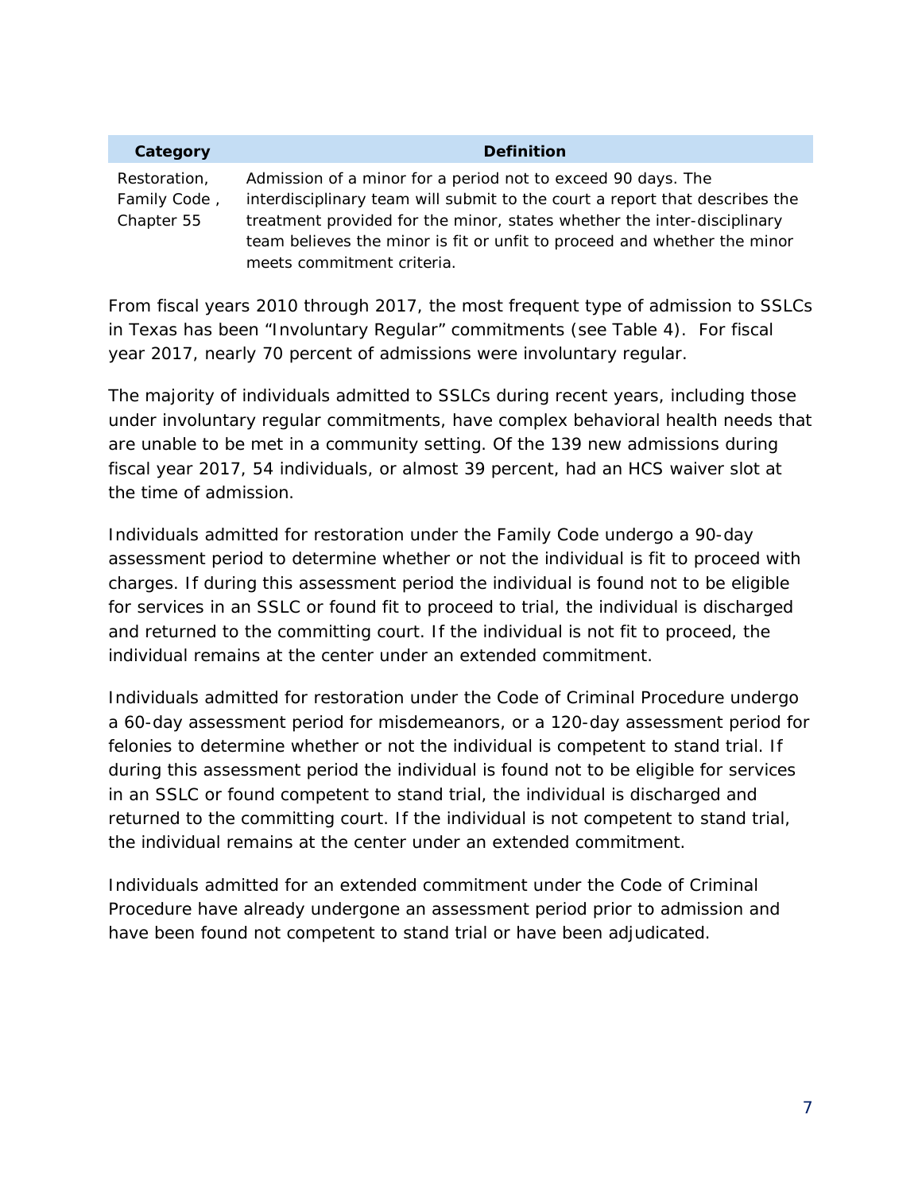| Category | Definition |
| --- | --- |
| Restoration, Family Code , Chapter 55 | Admission of a minor for a period not to exceed 90 days. The interdisciplinary team will submit to the court a report that describes the treatment provided for the minor, states whether the inter-disciplinary team believes the minor is fit or unfit to proceed and whether the minor meets commitment criteria. |

From fiscal years 2010 through 2017, the most frequent type of admission to SSLCs in Texas has been "Involuntary Regular" commitments (see Table 4). For fiscal year 2017, nearly 70 percent of admissions were involuntary regular.

The majority of individuals admitted to SSLCs during recent years, including those under involuntary regular commitments, have complex behavioral health needs that are unable to be met in a community setting. Of the 139 new admissions during fiscal year 2017, 54 individuals, or almost 39 percent, had an HCS waiver slot at the time of admission.

Individuals admitted for restoration under the Family Code undergo a 90-day assessment period to determine whether or not the individual is fit to proceed with charges. If during this assessment period the individual is found not to be eligible for services in an SSLC or found fit to proceed to trial, the individual is discharged and returned to the committing court. If the individual is not fit to proceed, the individual remains at the center under an extended commitment.

Individuals admitted for restoration under the Code of Criminal Procedure undergo a 60-day assessment period for misdemeanors, or a 120-day assessment period for felonies to determine whether or not the individual is competent to stand trial. If during this assessment period the individual is found not to be eligible for services in an SSLC or found competent to stand trial, the individual is discharged and returned to the committing court. If the individual is not competent to stand trial, the individual remains at the center under an extended commitment.

Individuals admitted for an extended commitment under the Code of Criminal Procedure have already undergone an assessment period prior to admission and have been found not competent to stand trial or have been adjudicated.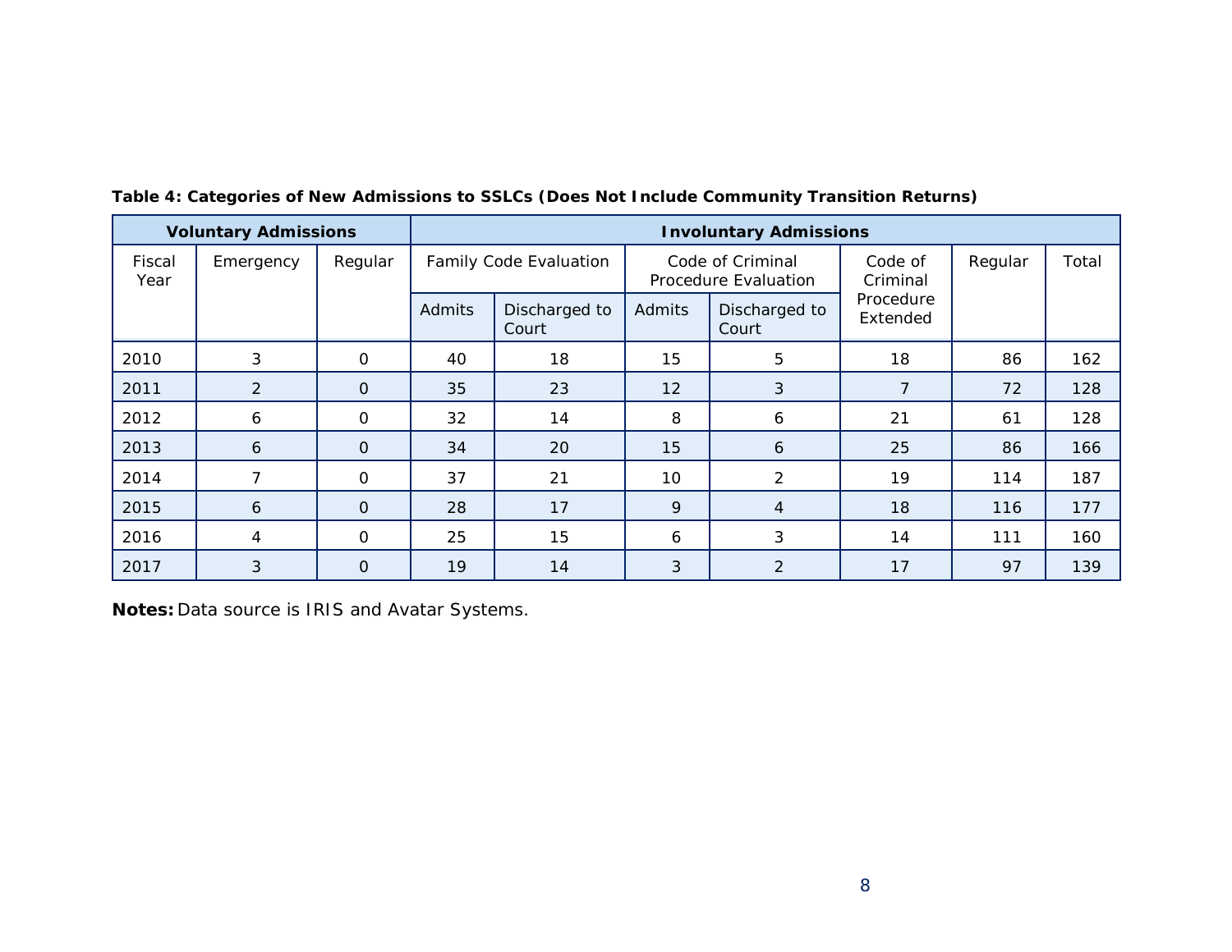**Table 4: Categories of New Admissions to SSLCs (Does Not Include Community Transition Returns)**

| Voluntary Admissions | | | Involuntary Admissions | | | | | | |
|---|---|---|---|---|---|---|---|---|---|
| Fiscal Year | Emergency | Regular | Family Code Evaluation | | Code of Criminal Procedure Evaluation | | Code of Criminal Procedure Extended | Regular | Total |
| | | | Admits | Discharged to Court | Admits | Discharged to Court | | | |
| 2010 | 3 | 0 | 40 | 18 | 15 | 5 | 18 | 86 | 162 |
| 2011 | 2 | 0 | 35 | 23 | 12 | 3 | 7 | 72 | 128 |
| 2012 | 6 | 0 | 32 | 14 | 8 | 6 | 21 | 61 | 128 |
| 2013 | 6 | 0 | 34 | 20 | 15 | 6 | 25 | 86 | 166 |
| 2014 | 7 | 0 | 37 | 21 | 10 | 2 | 19 | 114 | 187 |
| 2015 | 6 | 0 | 28 | 17 | 9 | 4 | 18 | 116 | 177 |
| 2016 | 4 | 0 | 25 | 15 | 6 | 3 | 14 | 111 | 160 |
| 2017 | 3 | 0 | 19 | 14 | 3 | 2 | 17 | 97 | 139 |

**Notes:** Data source is IRIS and Avatar Systems.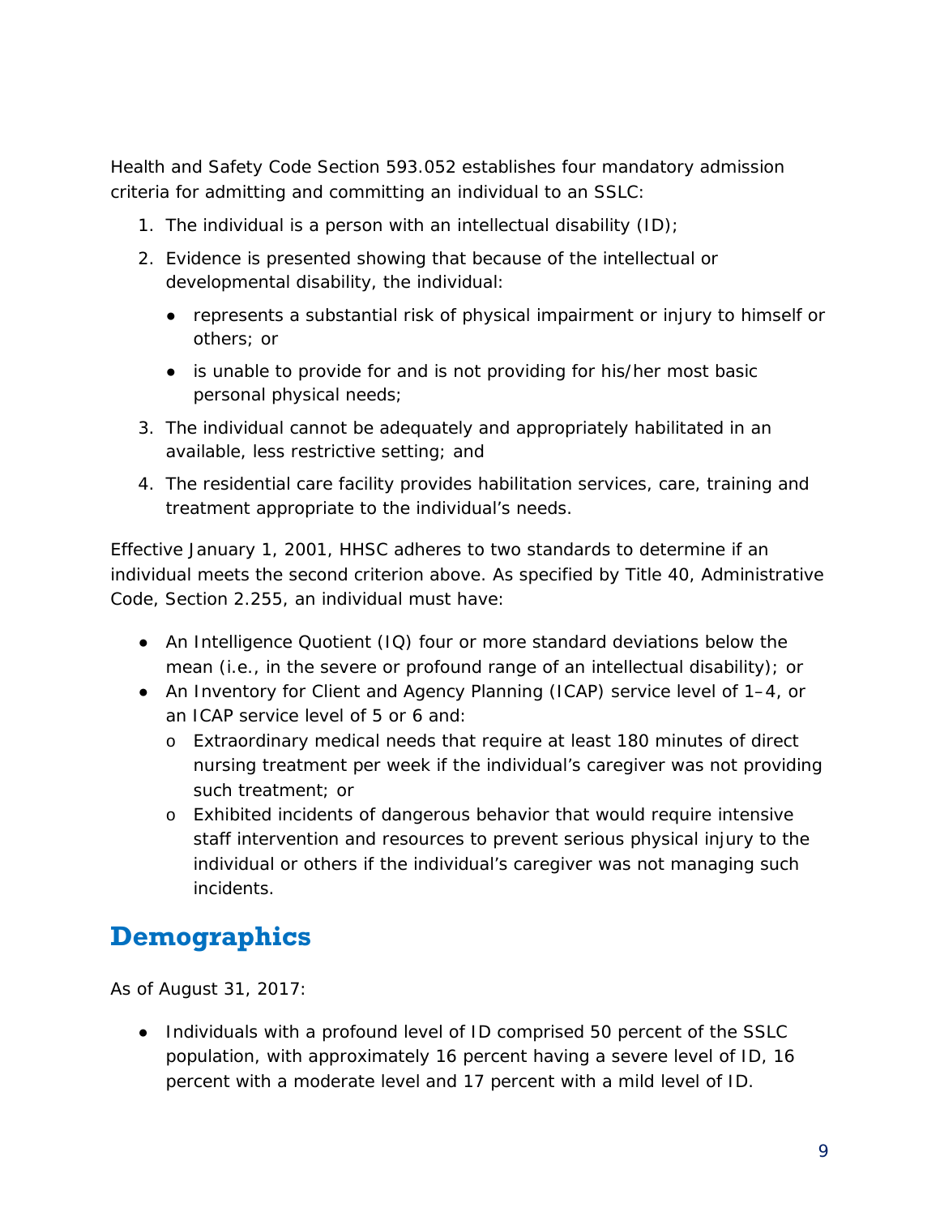Health and Safety Code Section 593.052 establishes four mandatory admission criteria for admitting and committing an individual to an SSLC:

1. The individual is a person with an intellectual disability (ID);
2. Evidence is presented showing that because of the intellectual or developmental disability, the individual:
   - represents a substantial risk of physical impairment or injury to himself or others; or
   - is unable to provide for and is not providing for his/her most basic personal physical needs;
3. The individual cannot be adequately and appropriately habilitated in an available, less restrictive setting; and
4. The residential care facility provides habilitation services, care, training and treatment appropriate to the individual's needs.

Effective January 1, 2001, HHSC adheres to two standards to determine if an individual meets the second criterion above. As specified by Title 40, Administrative Code, Section 2.255, an individual must have:

- An Intelligence Quotient (IQ) four or more standard deviations below the mean (i.e., in the severe or profound range of an intellectual disability); or
- An Inventory for Client and Agency Planning (ICAP) service level of 1–4, or an ICAP service level of 5 or 6 and:
  - Extraordinary medical needs that require at least 180 minutes of direct nursing treatment per week if the individual's caregiver was not providing such treatment; or
  - Exhibited incidents of dangerous behavior that would require intensive staff intervention and resources to prevent serious physical injury to the individual or others if the individual's caregiver was not managing such incidents.

## Demographics

As of August 31, 2017:

- Individuals with a profound level of ID comprised 50 percent of the SSLC population, with approximately 16 percent having a severe level of ID, 16 percent with a moderate level and 17 percent with a mild level of ID.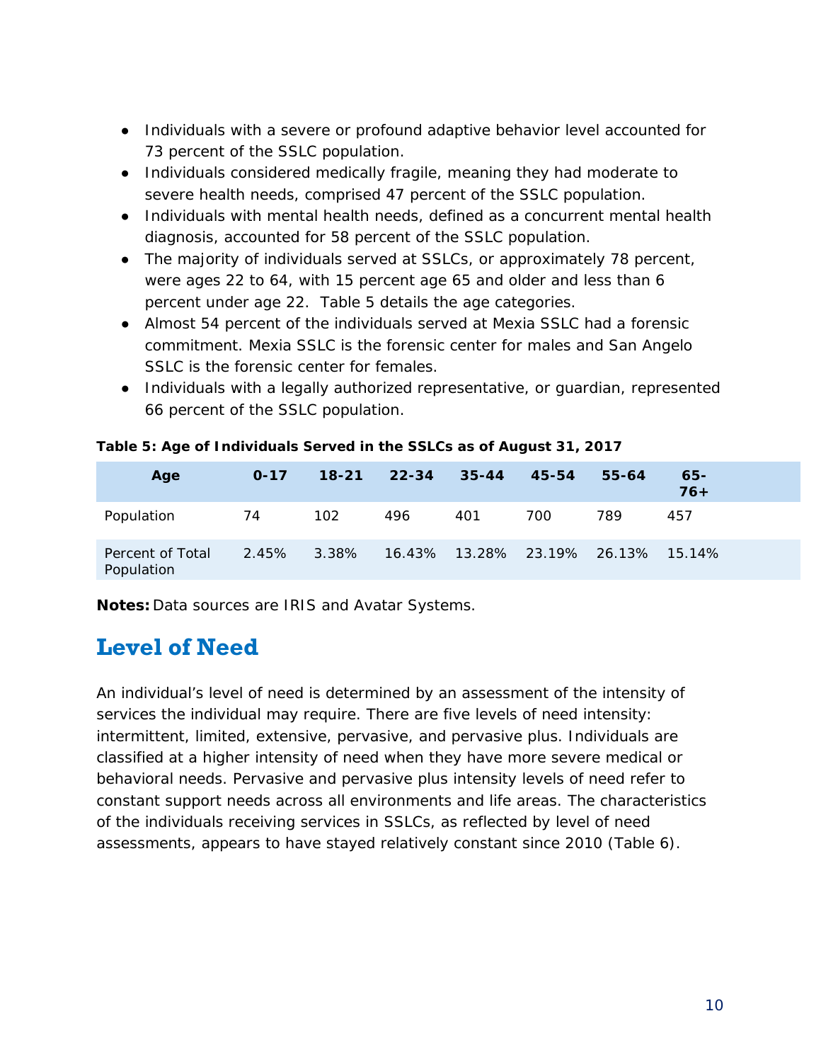- Individuals with a severe or profound adaptive behavior level accounted for 73 percent of the SSLC population.
- Individuals considered medically fragile, meaning they had moderate to severe health needs, comprised 47 percent of the SSLC population.
- Individuals with mental health needs, defined as a concurrent mental health diagnosis, accounted for 58 percent of the SSLC population.
- The majority of individuals served at SSLCs, or approximately 78 percent, were ages 22 to 64, with 15 percent age 65 and older and less than 6 percent under age 22. Table 5 details the age categories.
- Almost 54 percent of the individuals served at Mexia SSLC had a forensic commitment. Mexia SSLC is the forensic center for males and San Angelo SSLC is the forensic center for females.
- Individuals with a legally authorized representative, or guardian, represented 66 percent of the SSLC population.

**Table 5: Age of Individuals Served in the SSLCs as of August 31, 2017**

| Age | 0-17 | 18-21 | 22-34 | 35-44 | 45-54 | 55-64 | 65-76+ |
|---|---|---|---|---|---|---|---|
| Population | 74 | 102 | 496 | 401 | 700 | 789 | 457 |
| Percent of Total Population | 2.45% | 3.38% | 16.43% | 13.28% | 23.19% | 26.13% | 15.14% |

**Notes:** Data sources are IRIS and Avatar Systems.

## Level of Need

An individual's level of need is determined by an assessment of the intensity of services the individual may require. There are five levels of need intensity: intermittent, limited, extensive, pervasive, and pervasive plus. Individuals are classified at a higher intensity of need when they have more severe medical or behavioral needs. Pervasive and pervasive plus intensity levels of need refer to constant support needs across all environments and life areas. The characteristics of the individuals receiving services in SSLCs, as reflected by level of need assessments, appears to have stayed relatively constant since 2010 (Table 6).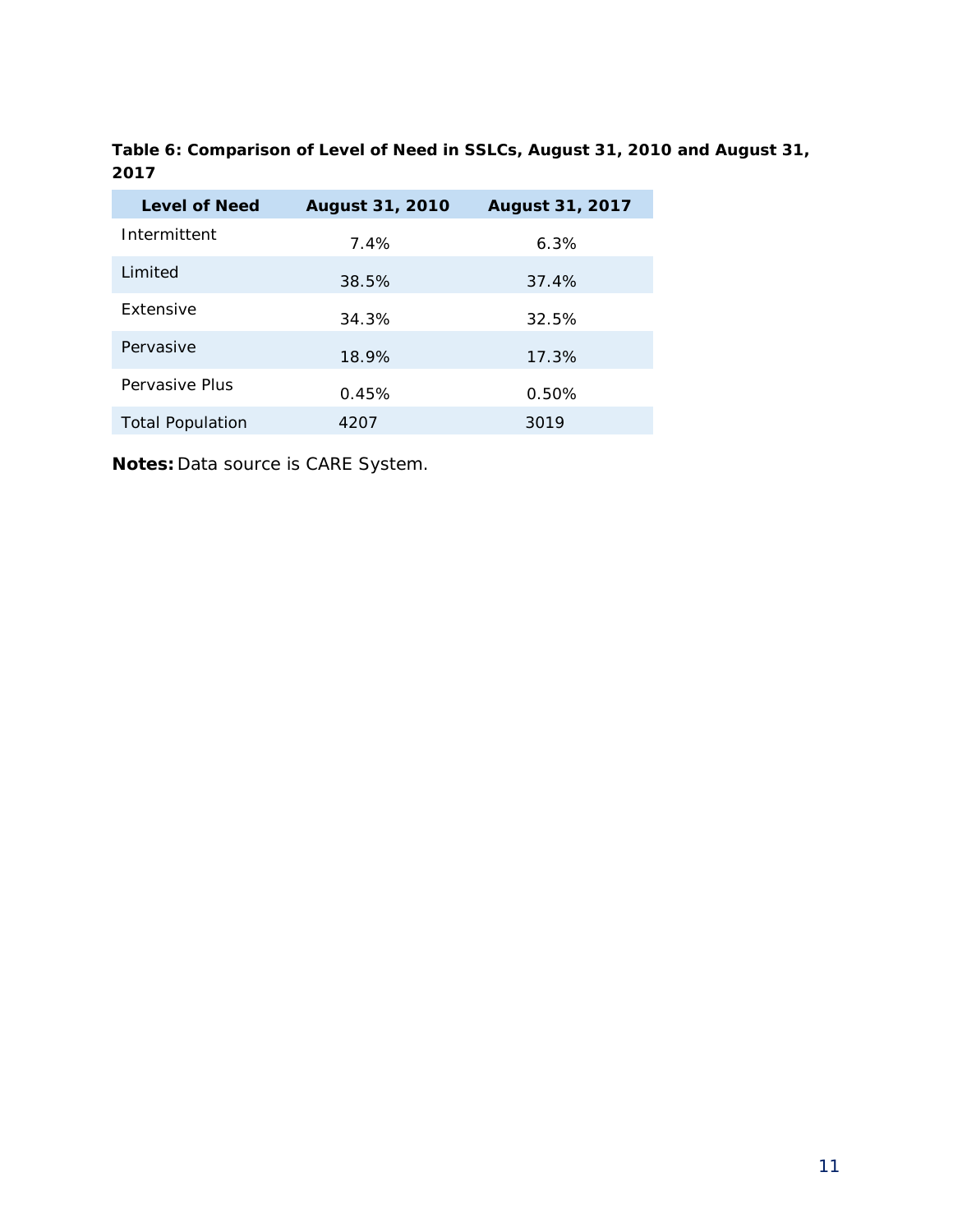**Table 6: Comparison of Level of Need in SSLCs, August 31, 2010 and August 31, 2017**

| Level of Need | August 31, 2010 | August 31, 2017 |
| --- | --- | --- |
| Intermittent | 7.4% | 6.3% |
| Limited | 38.5% | 37.4% |
| Extensive | 34.3% | 32.5% |
| Pervasive | 18.9% | 17.3% |
| Pervasive Plus | 0.45% | 0.50% |
| Total Population | 4207 | 3019 |

**Notes:** Data source is CARE System.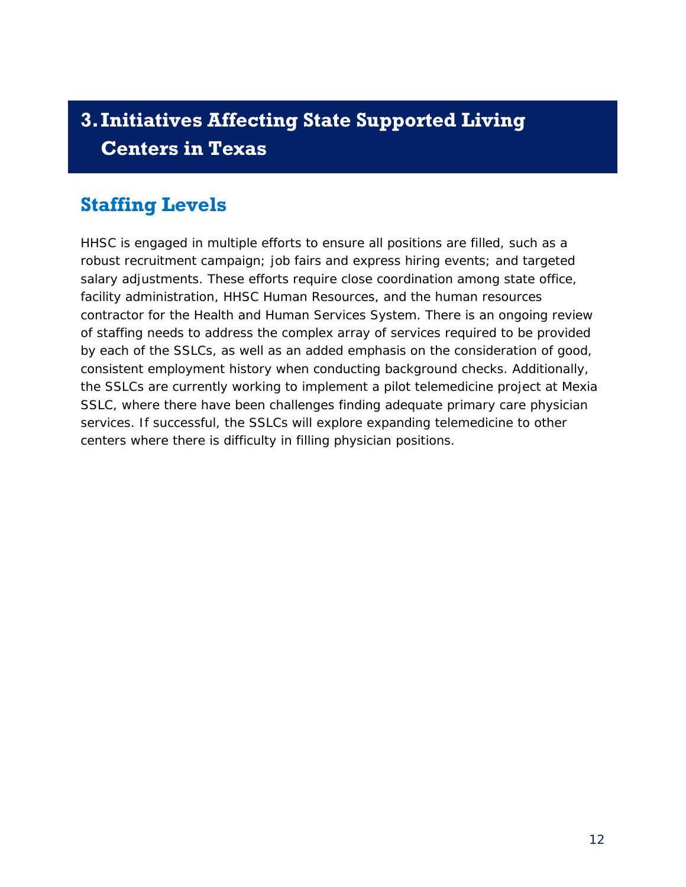# 3. Initiatives Affecting State Supported Living Centers in Texas

## Staffing Levels

HHSC is engaged in multiple efforts to ensure all positions are filled, such as a robust recruitment campaign; job fairs and express hiring events; and targeted salary adjustments. These efforts require close coordination among state office, facility administration, HHSC Human Resources, and the human resources contractor for the Health and Human Services System. There is an ongoing review of staffing needs to address the complex array of services required to be provided by each of the SSLCs, as well as an added emphasis on the consideration of good, consistent employment history when conducting background checks. Additionally, the SSLCs are currently working to implement a pilot telemedicine project at Mexia SSLC, where there have been challenges finding adequate primary care physician services. If successful, the SSLCs will explore expanding telemedicine to other centers where there is difficulty in filling physician positions.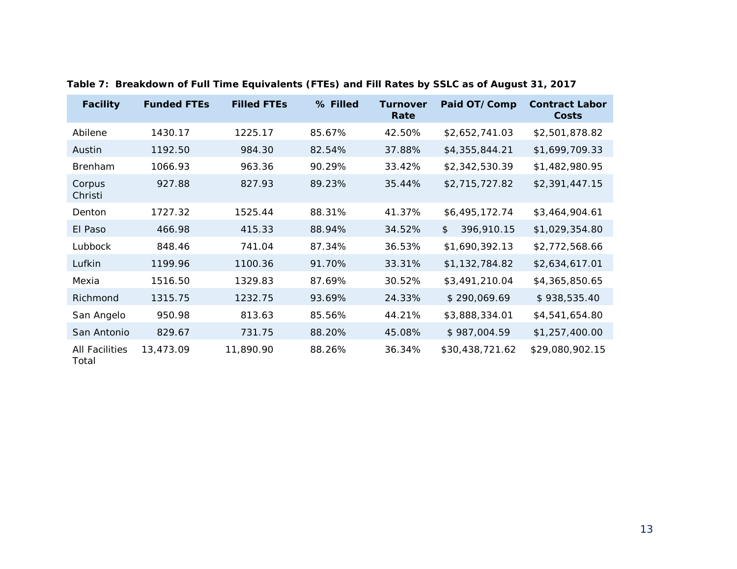**Table 7: Breakdown of Full Time Equivalents (FTEs) and Fill Rates by SSLC as of August 31, 2017**

| Facility | Funded FTEs | Filled FTEs | % Filled | Turnover Rate | Paid OT/Comp | Contract Labor Costs |
|---|---|---|---|---|---|---|
| Abilene | 1430.17 | 1225.17 | 85.67% | 42.50% | $2,652,741.03 | $2,501,878.82 |
| Austin | 1192.50 | 984.30 | 82.54% | 37.88% | $4,355,844.21 | $1,699,709.33 |
| Brenham | 1066.93 | 963.36 | 90.29% | 33.42% | $2,342,530.39 | $1,482,980.95 |
| Corpus Christi | 927.88 | 827.93 | 89.23% | 35.44% | $2,715,727.82 | $2,391,447.15 |
| Denton | 1727.32 | 1525.44 | 88.31% | 41.37% | $6,495,172.74 | $3,464,904.61 |
| El Paso | 466.98 | 415.33 | 88.94% | 34.52% | $ 396,910.15 | $1,029,354.80 |
| Lubbock | 848.46 | 741.04 | 87.34% | 36.53% | $1,690,392.13 | $2,772,568.66 |
| Lufkin | 1199.96 | 1100.36 | 91.70% | 33.31% | $1,132,784.82 | $2,634,617.01 |
| Mexia | 1516.50 | 1329.83 | 87.69% | 30.52% | $3,491,210.04 | $4,365,850.65 |
| Richmond | 1315.75 | 1232.75 | 93.69% | 24.33% | $ 290,069.69 | $ 938,535.40 |
| San Angelo | 950.98 | 813.63 | 85.56% | 44.21% | $3,888,334.01 | $4,541,654.80 |
| San Antonio | 829.67 | 731.75 | 88.20% | 45.08% | $ 987,004.59 | $1,257,400.00 |
| All Facilities Total | 13,473.09 | 11,890.90 | 88.26% | 36.34% | $30,438,721.62 | $29,080,902.15 |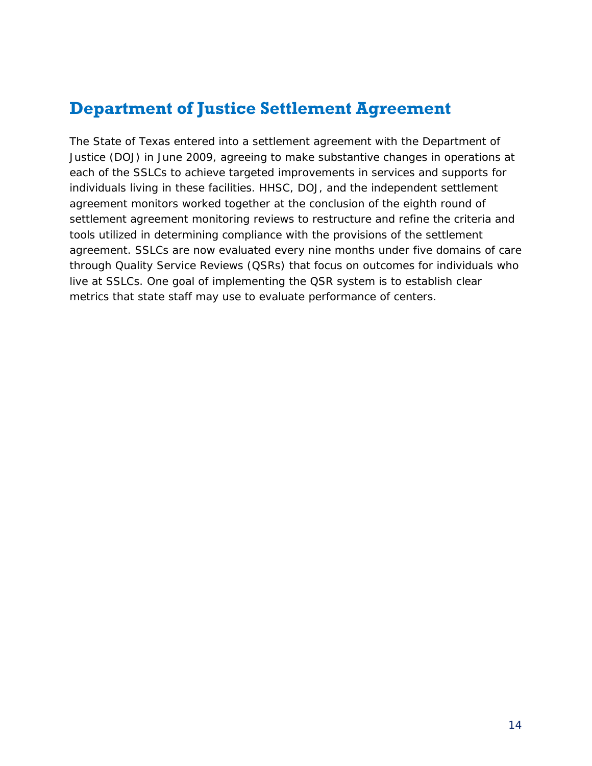## Department of Justice Settlement Agreement

The State of Texas entered into a settlement agreement with the Department of Justice (DOJ) in June 2009, agreeing to make substantive changes in operations at each of the SSLCs to achieve targeted improvements in services and supports for individuals living in these facilities. HHSC, DOJ, and the independent settlement agreement monitors worked together at the conclusion of the eighth round of settlement agreement monitoring reviews to restructure and refine the criteria and tools utilized in determining compliance with the provisions of the settlement agreement. SSLCs are now evaluated every nine months under five domains of care through Quality Service Reviews (QSRs) that focus on outcomes for individuals who live at SSLCs. One goal of implementing the QSR system is to establish clear metrics that state staff may use to evaluate performance of centers.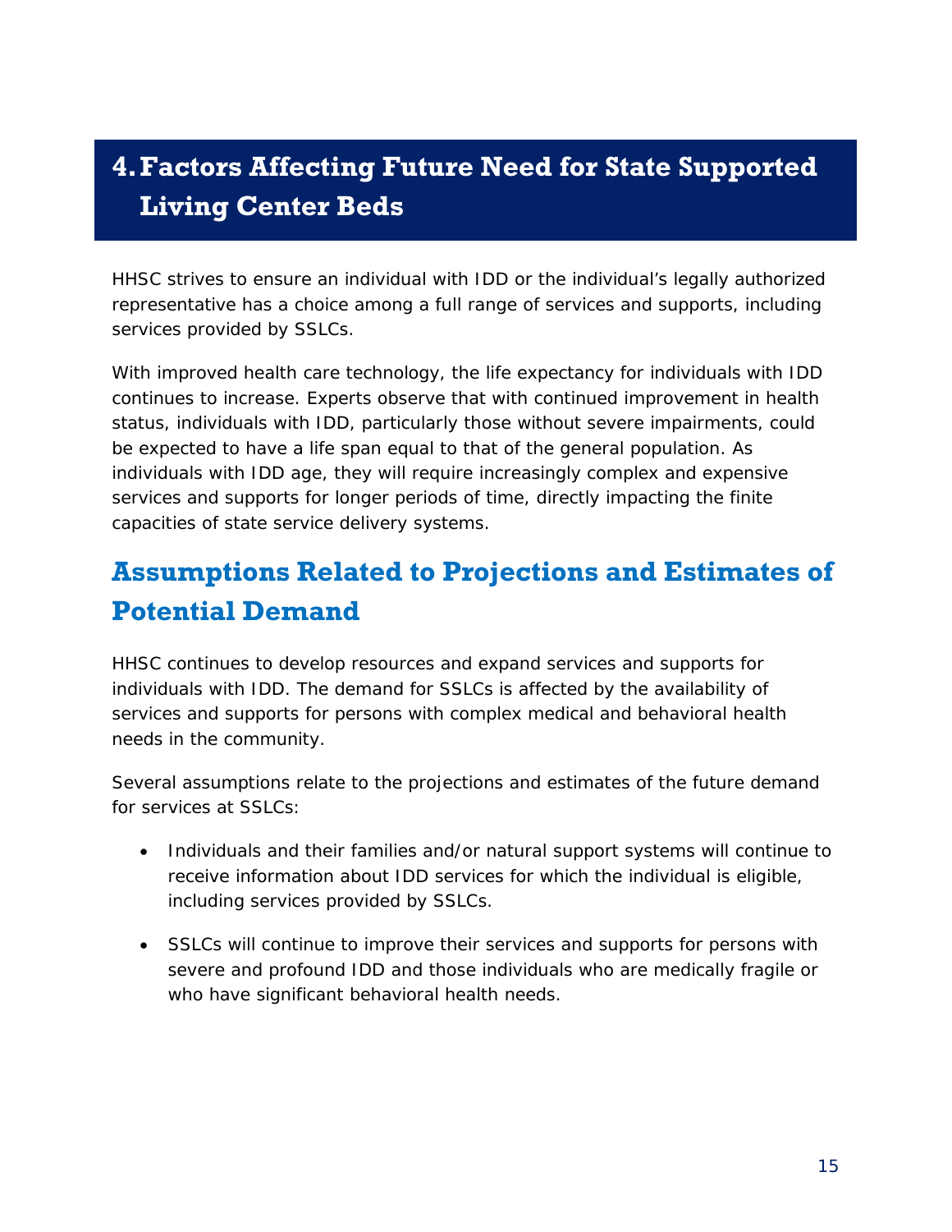# 4. Factors Affecting Future Need for State Supported Living Center Beds

HHSC strives to ensure an individual with IDD or the individual's legally authorized representative has a choice among a full range of services and supports, including services provided by SSLCs.

With improved health care technology, the life expectancy for individuals with IDD continues to increase. Experts observe that with continued improvement in health status, individuals with IDD, particularly those without severe impairments, could be expected to have a life span equal to that of the general population. As individuals with IDD age, they will require increasingly complex and expensive services and supports for longer periods of time, directly impacting the finite capacities of state service delivery systems.

## Assumptions Related to Projections and Estimates of Potential Demand

HHSC continues to develop resources and expand services and supports for individuals with IDD. The demand for SSLCs is affected by the availability of services and supports for persons with complex medical and behavioral health needs in the community.

Several assumptions relate to the projections and estimates of the future demand for services at SSLCs:

- Individuals and their families and/or natural support systems will continue to receive information about IDD services for which the individual is eligible, including services provided by SSLCs.
- SSLCs will continue to improve their services and supports for persons with severe and profound IDD and those individuals who are medically fragile or who have significant behavioral health needs.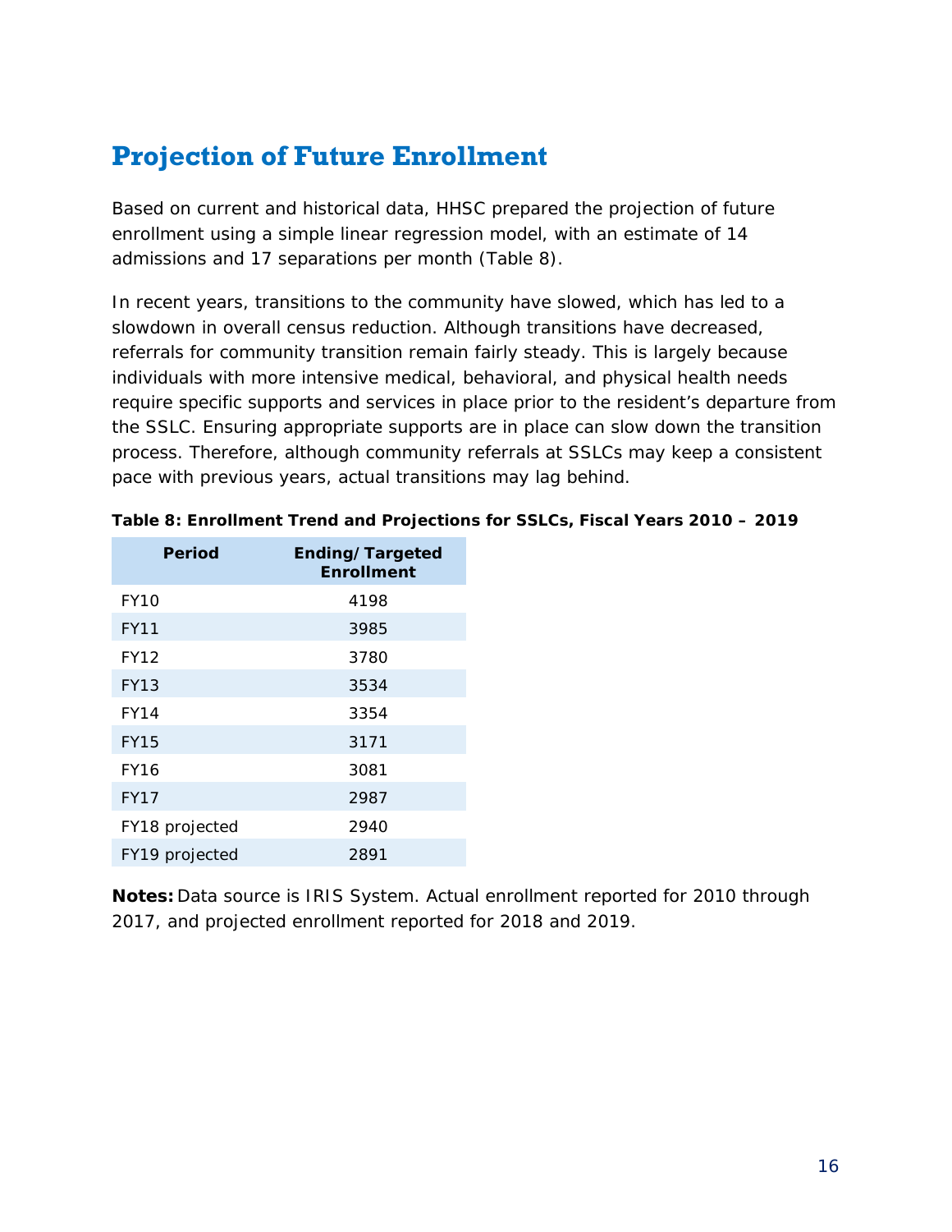# Projection of Future Enrollment

Based on current and historical data, HHSC prepared the projection of future enrollment using a simple linear regression model, with an estimate of 14 admissions and 17 separations per month (Table 8).

In recent years, transitions to the community have slowed, which has led to a slowdown in overall census reduction. Although transitions have decreased, referrals for community transition remain fairly steady. This is largely because individuals with more intensive medical, behavioral, and physical health needs require specific supports and services in place prior to the resident's departure from the SSLC. Ensuring appropriate supports are in place can slow down the transition process. Therefore, although community referrals at SSLCs may keep a consistent pace with previous years, actual transitions may lag behind.

**Table 8: Enrollment Trend and Projections for SSLCs, Fiscal Years 2010 – 2019**

| Period | Ending/Targeted Enrollment |
|---|---|
| FY10 | 4198 |
| FY11 | 3985 |
| FY12 | 3780 |
| FY13 | 3534 |
| FY14 | 3354 |
| FY15 | 3171 |
| FY16 | 3081 |
| FY17 | 2987 |
| FY18 projected | 2940 |
| FY19 projected | 2891 |

**Notes:** Data source is IRIS System. Actual enrollment reported for 2010 through 2017, and projected enrollment reported for 2018 and 2019.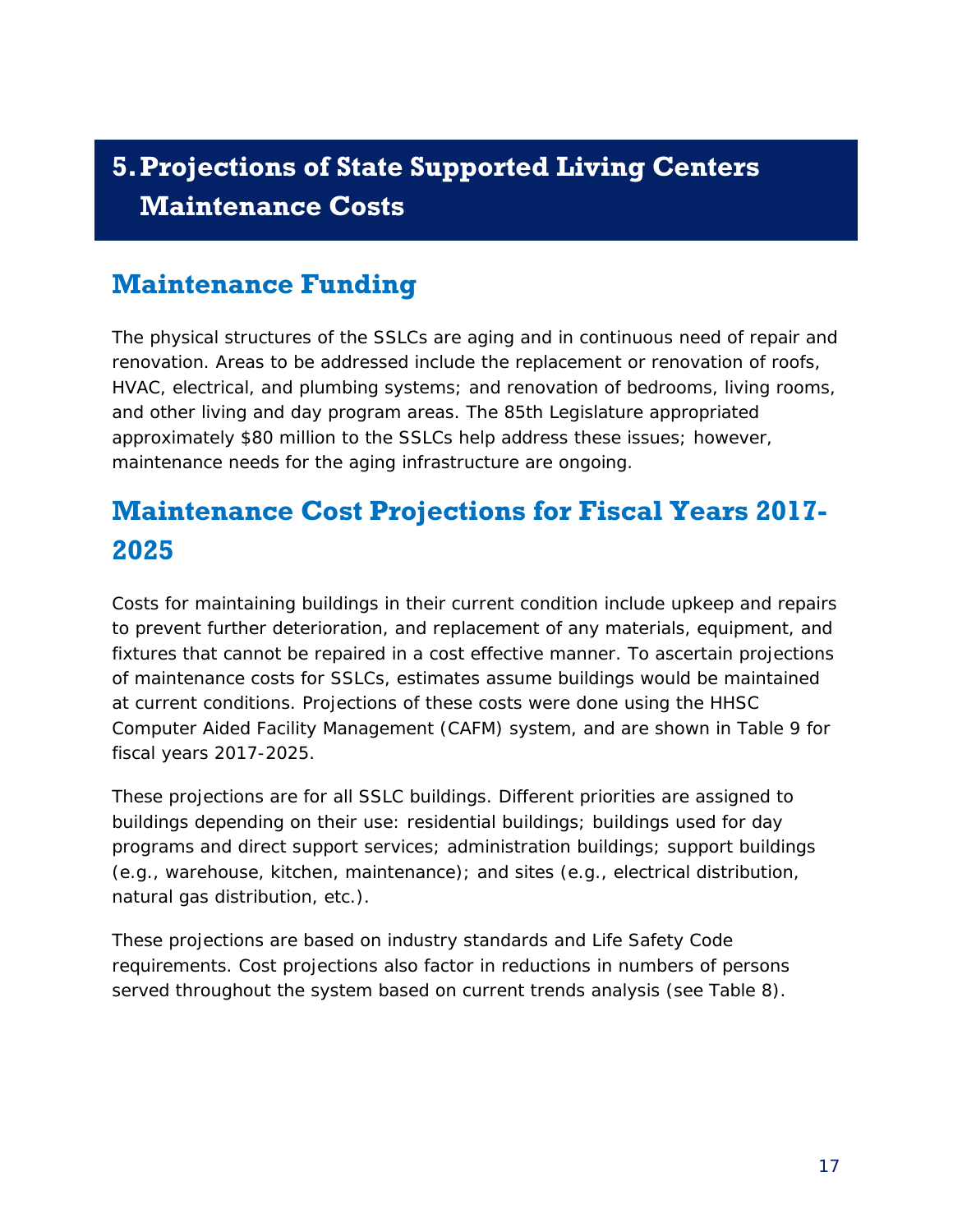# 5. Projections of State Supported Living Centers Maintenance Costs

## Maintenance Funding

The physical structures of the SSLCs are aging and in continuous need of repair and renovation. Areas to be addressed include the replacement or renovation of roofs, HVAC, electrical, and plumbing systems; and renovation of bedrooms, living rooms, and other living and day program areas. The 85th Legislature appropriated approximately $80 million to the SSLCs help address these issues; however, maintenance needs for the aging infrastructure are ongoing.

## Maintenance Cost Projections for Fiscal Years 2017-2025

Costs for maintaining buildings in their current condition include upkeep and repairs to prevent further deterioration, and replacement of any materials, equipment, and fixtures that cannot be repaired in a cost effective manner. To ascertain projections of maintenance costs for SSLCs, estimates assume buildings would be maintained at current conditions. Projections of these costs were done using the HHSC Computer Aided Facility Management (CAFM) system, and are shown in Table 9 for fiscal years 2017-2025.

These projections are for all SSLC buildings. Different priorities are assigned to buildings depending on their use: residential buildings; buildings used for day programs and direct support services; administration buildings; support buildings (e.g., warehouse, kitchen, maintenance); and sites (e.g., electrical distribution, natural gas distribution, etc.).

These projections are based on industry standards and Life Safety Code requirements. Cost projections also factor in reductions in numbers of persons served throughout the system based on current trends analysis (see Table 8).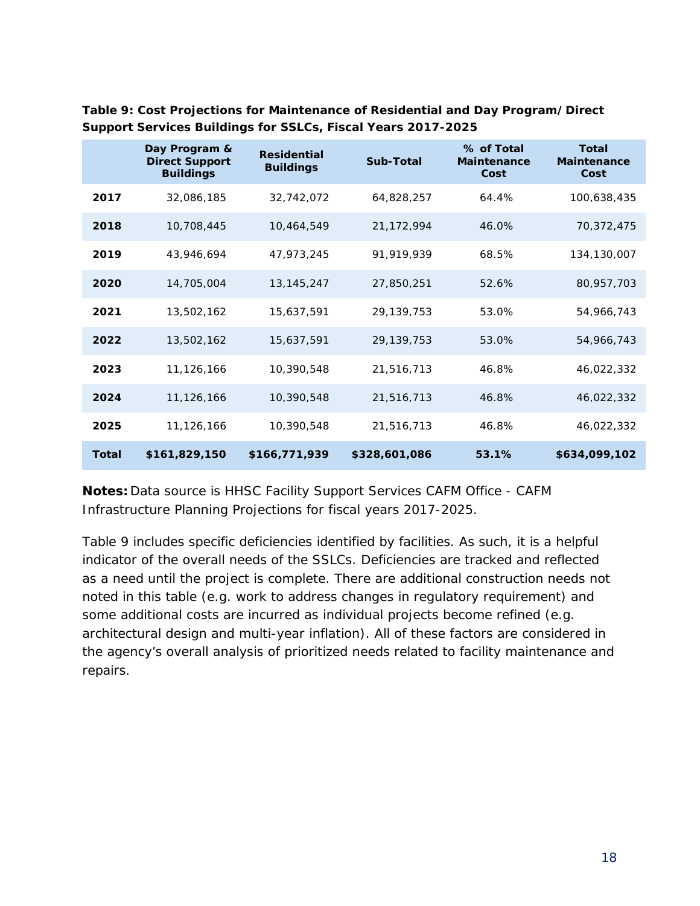**Table 9: Cost Projections for Maintenance of Residential and Day Program/Direct Support Services Buildings for SSLCs, Fiscal Years 2017-2025**

| | Day Program & Direct Support Buildings | Residential Buildings | Sub-Total | % of Total Maintenance Cost | Total Maintenance Cost |
|---|---|---|---|---|---|
| **2017** | 32,086,185 | 32,742,072 | 64,828,257 | 64.4% | 100,638,435 |
| **2018** | 10,708,445 | 10,464,549 | 21,172,994 | 46.0% | 70,372,475 |
| **2019** | 43,946,694 | 47,973,245 | 91,919,939 | 68.5% | 134,130,007 |
| **2020** | 14,705,004 | 13,145,247 | 27,850,251 | 52.6% | 80,957,703 |
| **2021** | 13,502,162 | 15,637,591 | 29,139,753 | 53.0% | 54,966,743 |
| **2022** | 13,502,162 | 15,637,591 | 29,139,753 | 53.0% | 54,966,743 |
| **2023** | 11,126,166 | 10,390,548 | 21,516,713 | 46.8% | 46,022,332 |
| **2024** | 11,126,166 | 10,390,548 | 21,516,713 | 46.8% | 46,022,332 |
| **2025** | 11,126,166 | 10,390,548 | 21,516,713 | 46.8% | 46,022,332 |
| **Total** | **$161,829,150** | **$166,771,939** | **$328,601,086** | **53.1%** | **$634,099,102** |

**Notes:** Data source is HHSC Facility Support Services CAFM Office - CAFM Infrastructure Planning Projections for fiscal years 2017-2025.

Table 9 includes specific deficiencies identified by facilities. As such, it is a helpful indicator of the overall needs of the SSLCs. Deficiencies are tracked and reflected as a need until the project is complete. There are additional construction needs not noted in this table (e.g. work to address changes in regulatory requirement) and some additional costs are incurred as individual projects become refined (e.g. architectural design and multi-year inflation). All of these factors are considered in the agency's overall analysis of prioritized needs related to facility maintenance and repairs.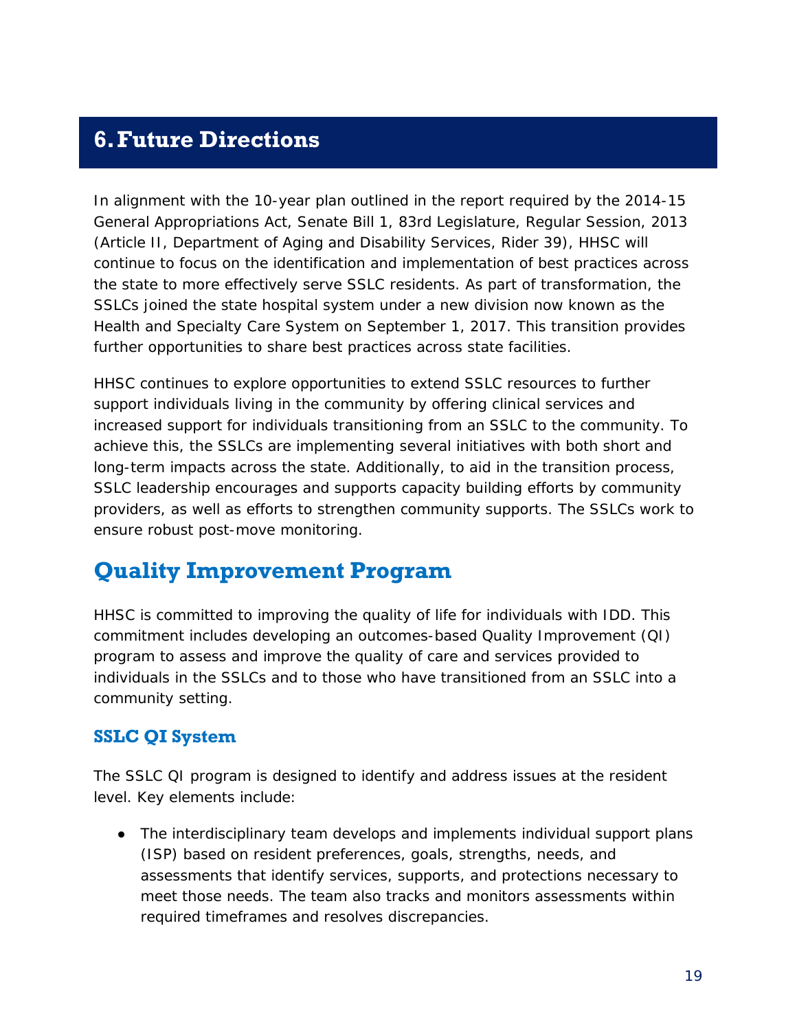# 6. Future Directions

In alignment with the 10-year plan outlined in the report required by the 2014-15 General Appropriations Act, Senate Bill 1, 83rd Legislature, Regular Session, 2013 (Article II, Department of Aging and Disability Services, Rider 39), HHSC will continue to focus on the identification and implementation of best practices across the state to more effectively serve SSLC residents. As part of transformation, the SSLCs joined the state hospital system under a new division now known as the Health and Specialty Care System on September 1, 2017. This transition provides further opportunities to share best practices across state facilities.

HHSC continues to explore opportunities to extend SSLC resources to further support individuals living in the community by offering clinical services and increased support for individuals transitioning from an SSLC to the community. To achieve this, the SSLCs are implementing several initiatives with both short and long-term impacts across the state. Additionally, to aid in the transition process, SSLC leadership encourages and supports capacity building efforts by community providers, as well as efforts to strengthen community supports. The SSLCs work to ensure robust post-move monitoring.

## Quality Improvement Program

HHSC is committed to improving the quality of life for individuals with IDD. This commitment includes developing an outcomes-based Quality Improvement (QI) program to assess and improve the quality of care and services provided to individuals in the SSLCs and to those who have transitioned from an SSLC into a community setting.

### SSLC QI System

The SSLC QI program is designed to identify and address issues at the resident level. Key elements include:

- The interdisciplinary team develops and implements individual support plans (ISP) based on resident preferences, goals, strengths, needs, and assessments that identify services, supports, and protections necessary to meet those needs. The team also tracks and monitors assessments within required timeframes and resolves discrepancies.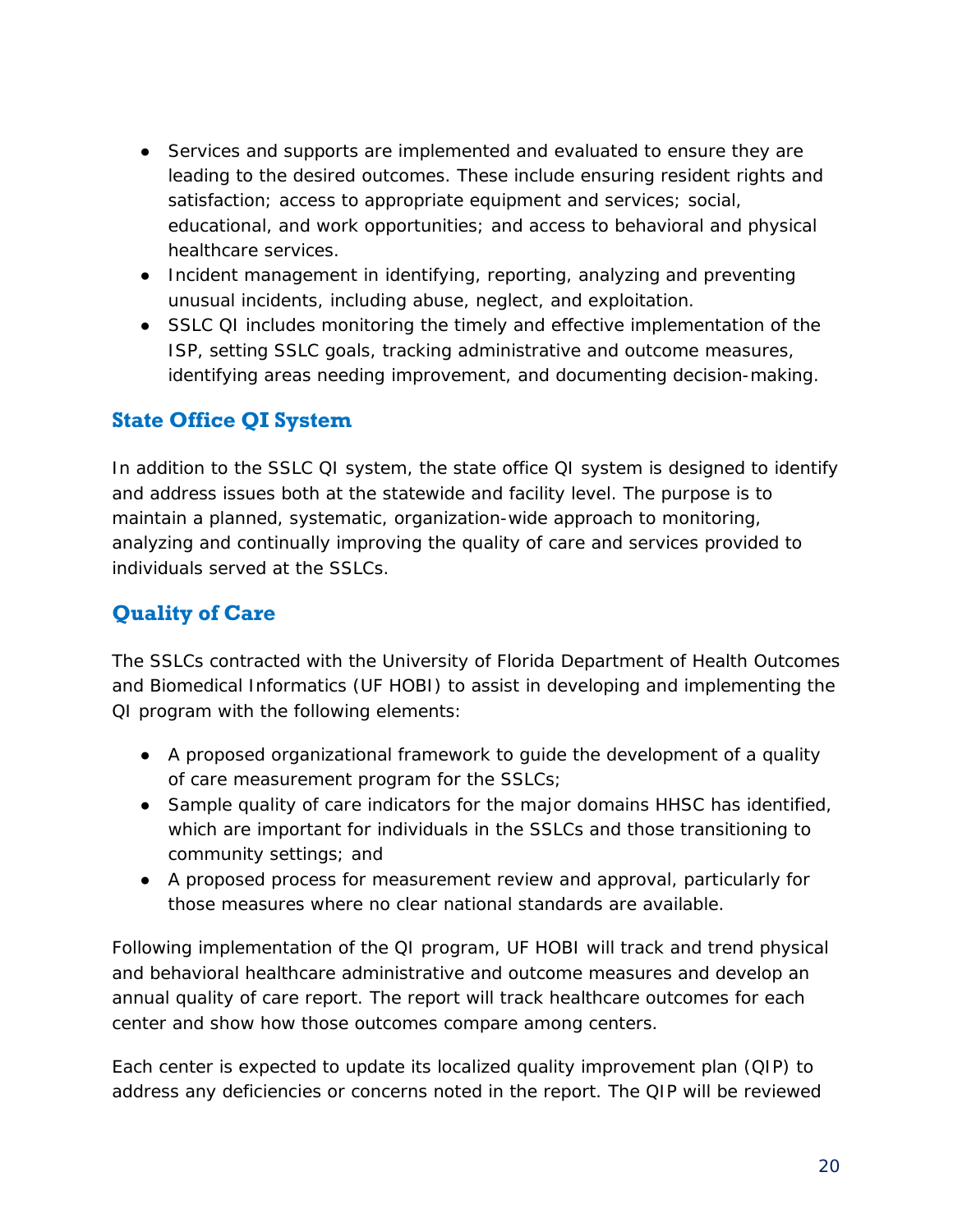- Services and supports are implemented and evaluated to ensure they are leading to the desired outcomes. These include ensuring resident rights and satisfaction; access to appropriate equipment and services; social, educational, and work opportunities; and access to behavioral and physical healthcare services.
- Incident management in identifying, reporting, analyzing and preventing unusual incidents, including abuse, neglect, and exploitation.
- SSLC QI includes monitoring the timely and effective implementation of the ISP, setting SSLC goals, tracking administrative and outcome measures, identifying areas needing improvement, and documenting decision-making.

## State Office QI System

In addition to the SSLC QI system, the state office QI system is designed to identify and address issues both at the statewide and facility level. The purpose is to maintain a planned, systematic, organization-wide approach to monitoring, analyzing and continually improving the quality of care and services provided to individuals served at the SSLCs.

## Quality of Care

The SSLCs contracted with the University of Florida Department of Health Outcomes and Biomedical Informatics (UF HOBI) to assist in developing and implementing the QI program with the following elements:

- A proposed organizational framework to guide the development of a quality of care measurement program for the SSLCs;
- Sample quality of care indicators for the major domains HHSC has identified, which are important for individuals in the SSLCs and those transitioning to community settings; and
- A proposed process for measurement review and approval, particularly for those measures where no clear national standards are available.

Following implementation of the QI program, UF HOBI will track and trend physical and behavioral healthcare administrative and outcome measures and develop an annual quality of care report. The report will track healthcare outcomes for each center and show how those outcomes compare among centers.

Each center is expected to update its localized quality improvement plan (QIP) to address any deficiencies or concerns noted in the report. The QIP will be reviewed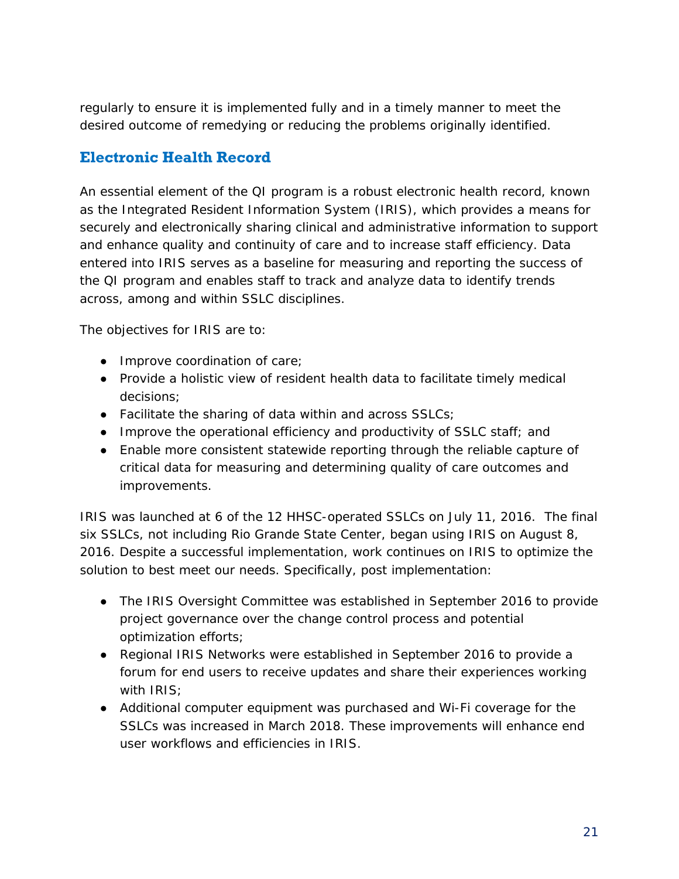regularly to ensure it is implemented fully and in a timely manner to meet the desired outcome of remedying or reducing the problems originally identified.

## Electronic Health Record

An essential element of the QI program is a robust electronic health record, known as the Integrated Resident Information System (IRIS), which provides a means for securely and electronically sharing clinical and administrative information to support and enhance quality and continuity of care and to increase staff efficiency. Data entered into IRIS serves as a baseline for measuring and reporting the success of the QI program and enables staff to track and analyze data to identify trends across, among and within SSLC disciplines.

The objectives for IRIS are to:

- Improve coordination of care;
- Provide a holistic view of resident health data to facilitate timely medical decisions;
- Facilitate the sharing of data within and across SSLCs;
- Improve the operational efficiency and productivity of SSLC staff; and
- Enable more consistent statewide reporting through the reliable capture of critical data for measuring and determining quality of care outcomes and improvements.

IRIS was launched at 6 of the 12 HHSC-operated SSLCs on July 11, 2016. The final six SSLCs, not including Rio Grande State Center, began using IRIS on August 8, 2016. Despite a successful implementation, work continues on IRIS to optimize the solution to best meet our needs. Specifically, post implementation:

- The IRIS Oversight Committee was established in September 2016 to provide project governance over the change control process and potential optimization efforts;
- Regional IRIS Networks were established in September 2016 to provide a forum for end users to receive updates and share their experiences working with IRIS;
- Additional computer equipment was purchased and Wi-Fi coverage for the SSLCs was increased in March 2018. These improvements will enhance end user workflows and efficiencies in IRIS.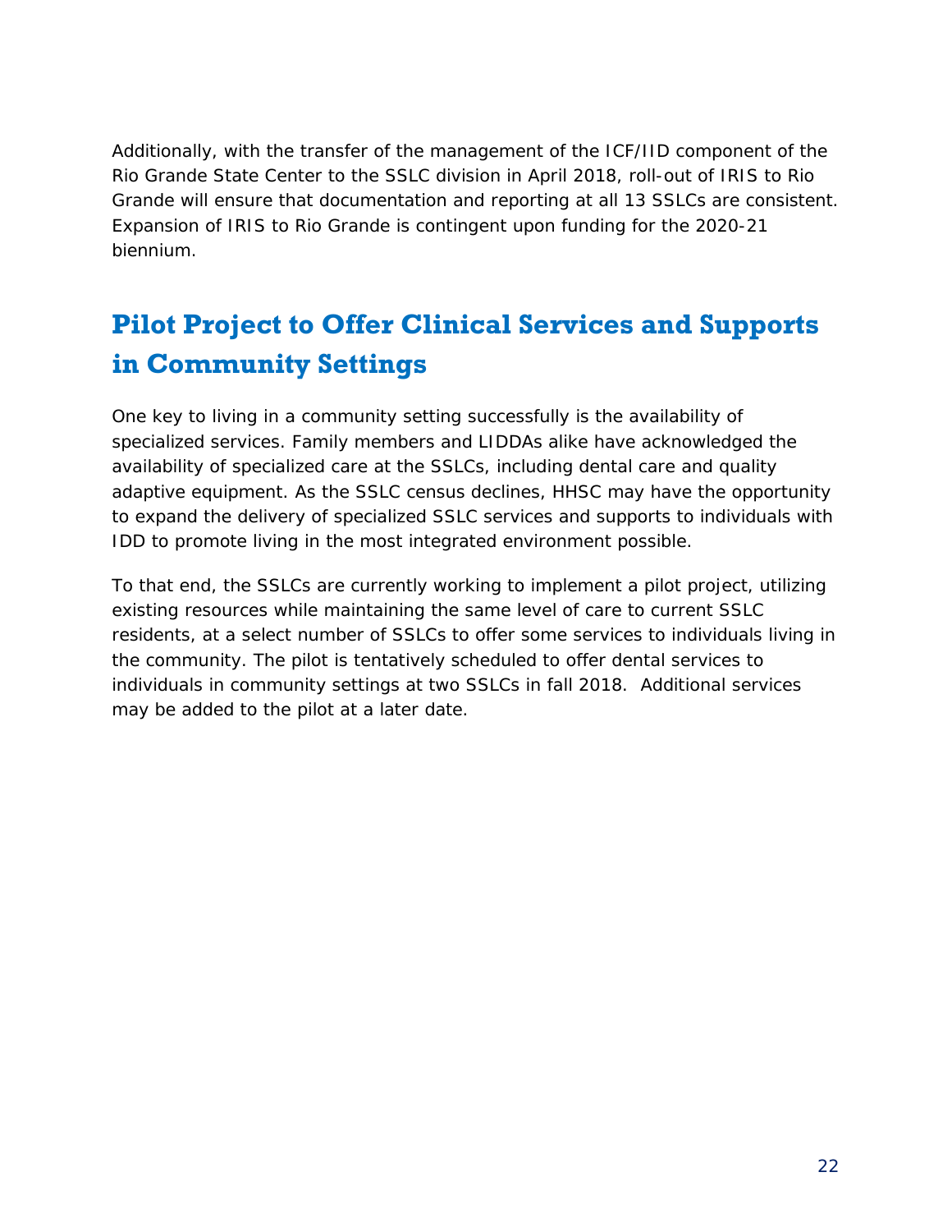Additionally, with the transfer of the management of the ICF/IID component of the Rio Grande State Center to the SSLC division in April 2018, roll-out of IRIS to Rio Grande will ensure that documentation and reporting at all 13 SSLCs are consistent. Expansion of IRIS to Rio Grande is contingent upon funding for the 2020-21 biennium.

## Pilot Project to Offer Clinical Services and Supports in Community Settings

One key to living in a community setting successfully is the availability of specialized services. Family members and LIDDAs alike have acknowledged the availability of specialized care at the SSLCs, including dental care and quality adaptive equipment. As the SSLC census declines, HHSC may have the opportunity to expand the delivery of specialized SSLC services and supports to individuals with IDD to promote living in the most integrated environment possible.

To that end, the SSLCs are currently working to implement a pilot project, utilizing existing resources while maintaining the same level of care to current SSLC residents, at a select number of SSLCs to offer some services to individuals living in the community. The pilot is tentatively scheduled to offer dental services to individuals in community settings at two SSLCs in fall 2018. Additional services may be added to the pilot at a later date.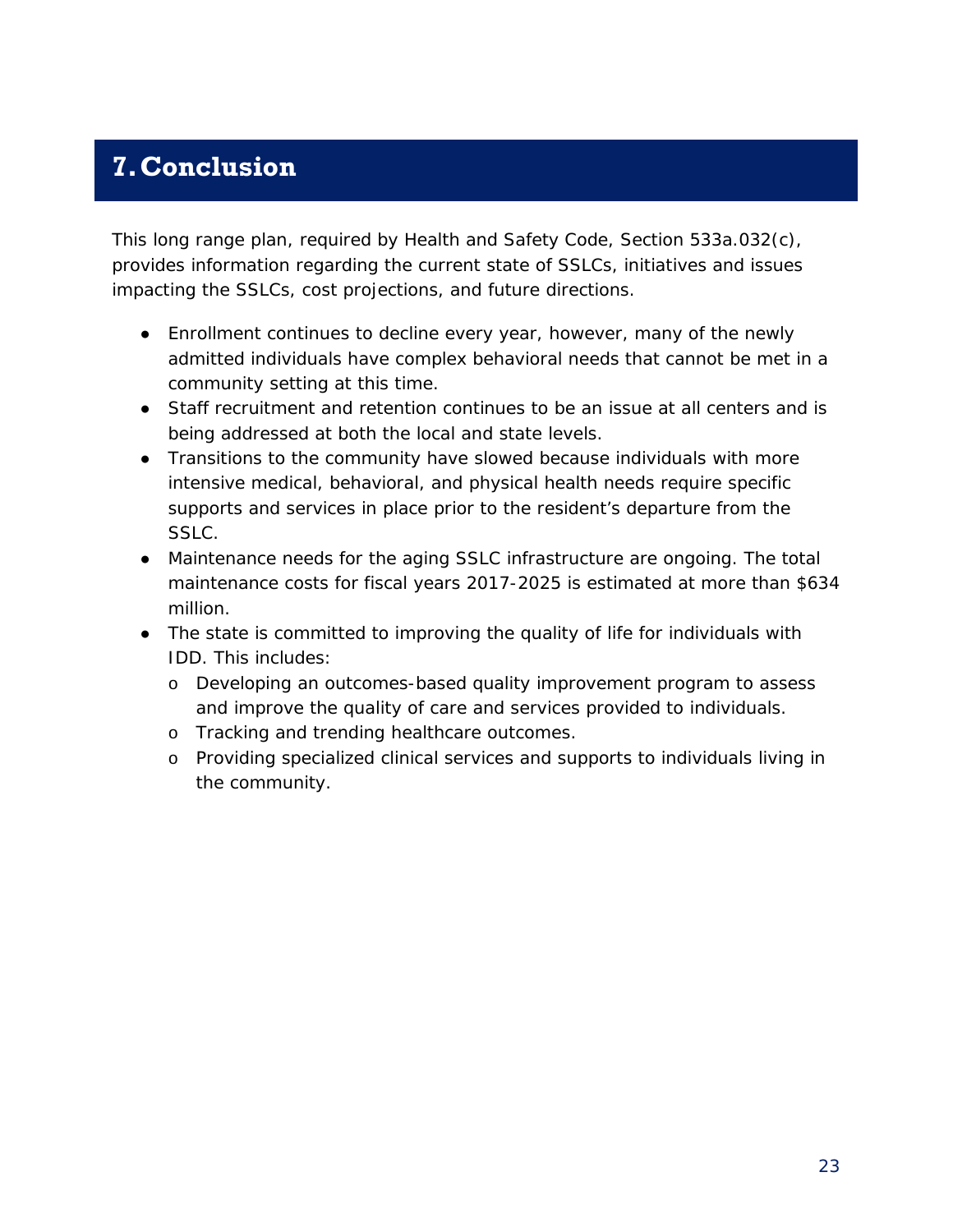# 7. Conclusion

This long range plan, required by Health and Safety Code, Section 533a.032(c), provides information regarding the current state of SSLCs, initiatives and issues impacting the SSLCs, cost projections, and future directions.

- Enrollment continues to decline every year, however, many of the newly admitted individuals have complex behavioral needs that cannot be met in a community setting at this time.
- Staff recruitment and retention continues to be an issue at all centers and is being addressed at both the local and state levels.
- Transitions to the community have slowed because individuals with more intensive medical, behavioral, and physical health needs require specific supports and services in place prior to the resident's departure from the SSLC.
- Maintenance needs for the aging SSLC infrastructure are ongoing. The total maintenance costs for fiscal years 2017-2025 is estimated at more than $634 million.
- The state is committed to improving the quality of life for individuals with IDD. This includes:
  - Developing an outcomes-based quality improvement program to assess and improve the quality of care and services provided to individuals.
  - Tracking and trending healthcare outcomes.
  - Providing specialized clinical services and supports to individuals living in the community.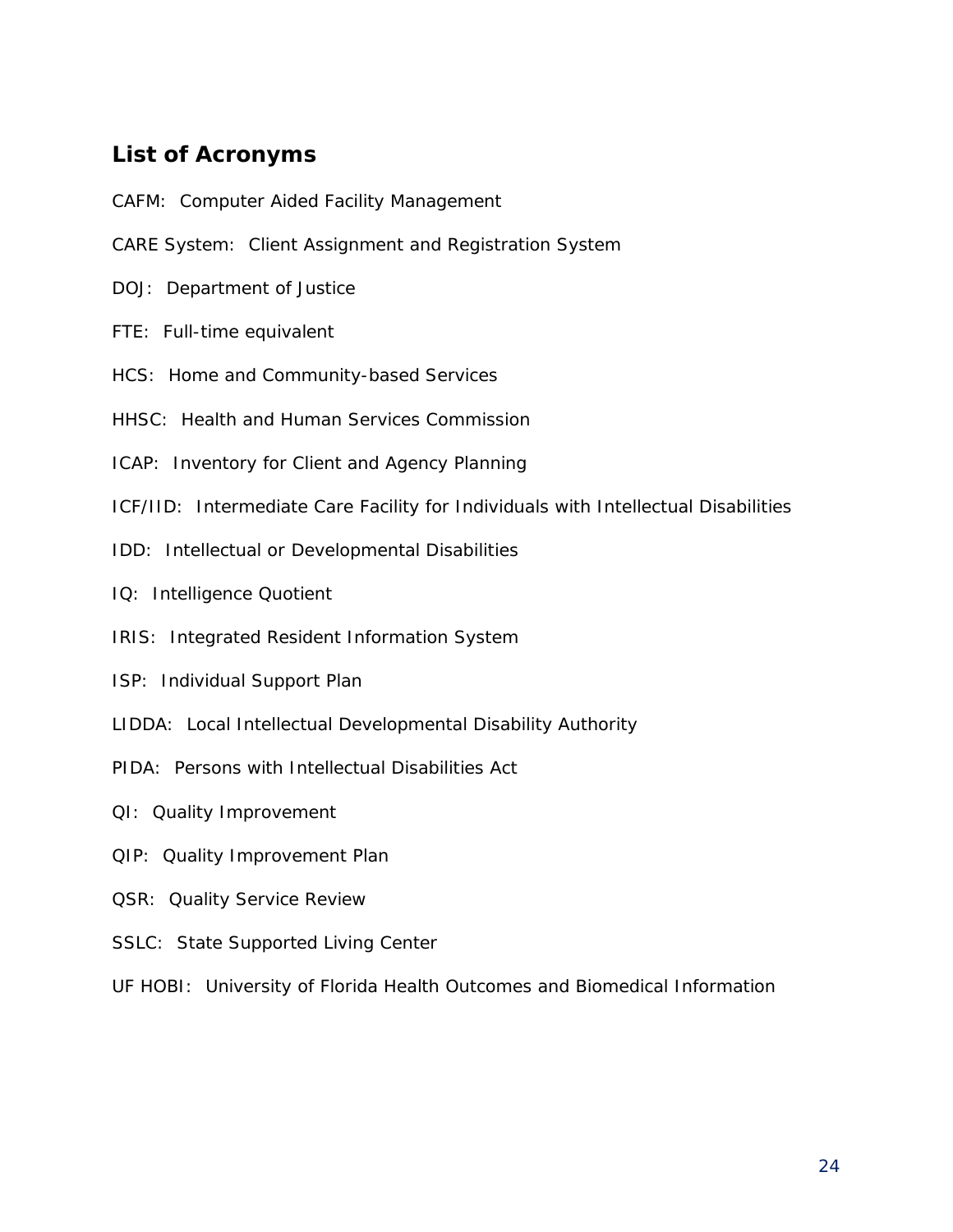## List of Acronyms

CAFM: Computer Aided Facility Management

CARE System: Client Assignment and Registration System

DOJ: Department of Justice

FTE: Full-time equivalent

HCS: Home and Community-based Services

HHSC: Health and Human Services Commission

ICAP: Inventory for Client and Agency Planning

ICF/IID: Intermediate Care Facility for Individuals with Intellectual Disabilities

IDD: Intellectual or Developmental Disabilities

IQ: Intelligence Quotient

IRIS: Integrated Resident Information System

ISP: Individual Support Plan

LIDDA: Local Intellectual Developmental Disability Authority

PIDA: Persons with Intellectual Disabilities Act

QI: Quality Improvement

QIP: Quality Improvement Plan

QSR: Quality Service Review

SSLC: State Supported Living Center

UF HOBI: University of Florida Health Outcomes and Biomedical Information